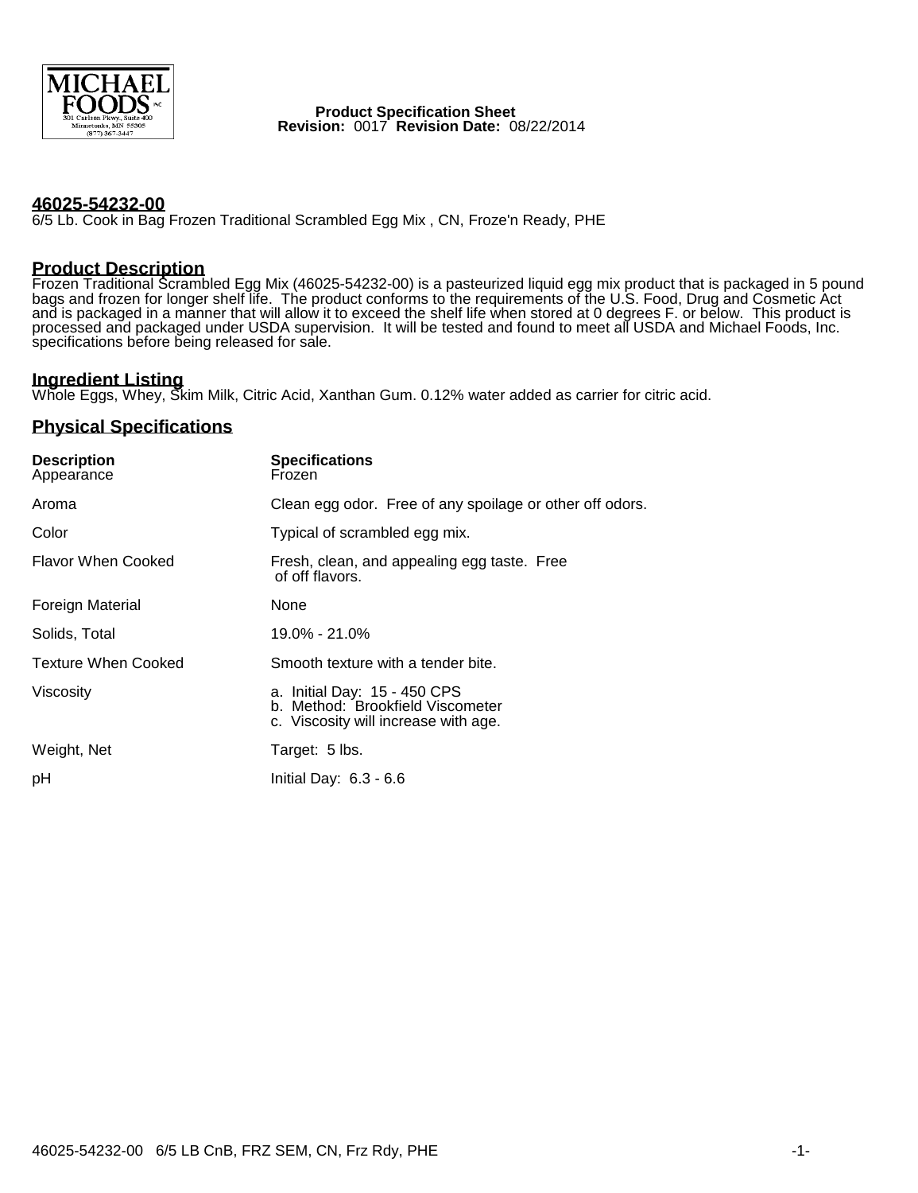MICHAEL FOODS INC
301 Carlson Pkwy., Suite 400
Minnetonka, MN 55305
(877) 367-3447

**Product Specification Sheet**
**Revision:** 0017 **Revision Date:** 08/22/2014

## 46025-54232-00

6/5 Lb. Cook in Bag Frozen Traditional Scrambled Egg Mix , CN, Froze'n Ready, PHE

## Product Description

Frozen Traditional Scrambled Egg Mix (46025-54232-00) is a pasteurized liquid egg mix product that is packaged in 5 pound bags and frozen for longer shelf life. The product conforms to the requirements of the U.S. Food, Drug and Cosmetic Act and is packaged in a manner that will allow it to exceed the shelf life when stored at 0 degrees F. or below. This product is processed and packaged under USDA supervision. It will be tested and found to meet all USDA and Michael Foods, Inc. specifications before being released for sale.

## Ingredient Listing

Whole Eggs, Whey, Skim Milk, Citric Acid, Xanthan Gum. 0.12% water added as carrier for citric acid.

## Physical Specifications

| Description | Specifications |
|---|---|
| Appearance | Frozen |
| Aroma | Clean egg odor. Free of any spoilage or other off odors. |
| Color | Typical of scrambled egg mix. |
| Flavor When Cooked | Fresh, clean, and appealing egg taste. Free of off flavors. |
| Foreign Material | None |
| Solids, Total | 19.0% - 21.0% |
| Texture When Cooked | Smooth texture with a tender bite. |
| Viscosity | a. Initial Day: 15 - 450 CPS<br>b. Method: Brookfield Viscometer<br>c. Viscosity will increase with age. |
| Weight, Net | Target: 5 lbs. |
| pH | Initial Day: 6.3 - 6.6 |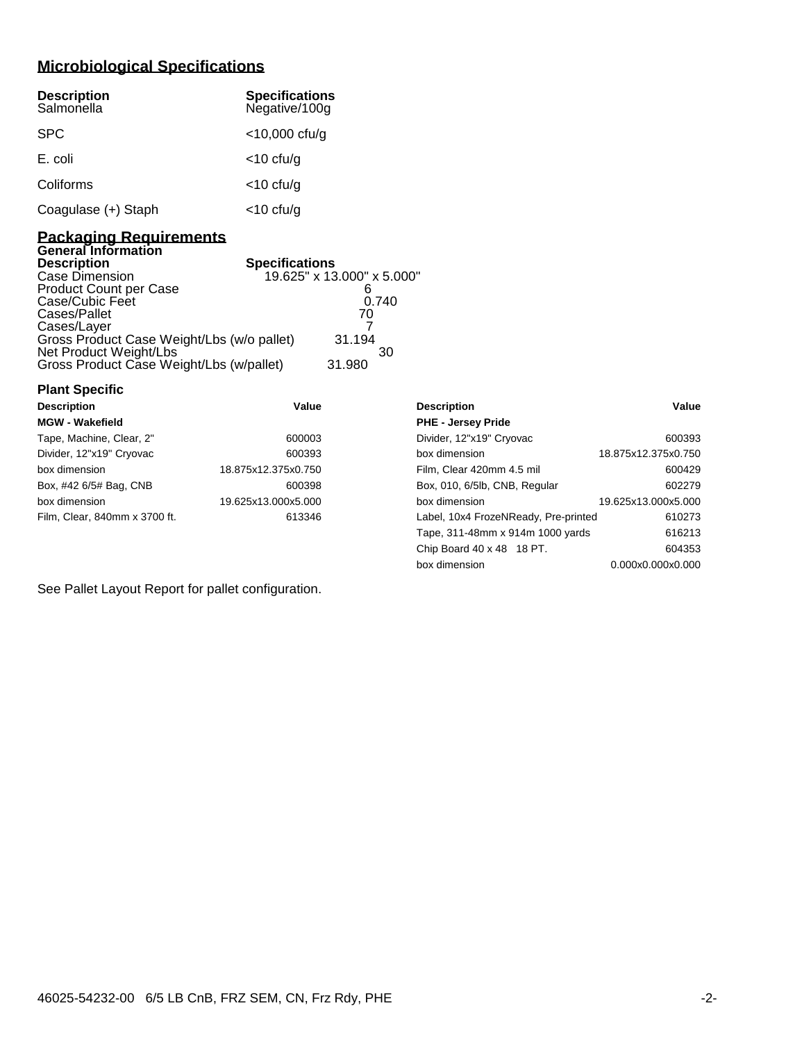## Microbiological Specifications

| Description | Specifications |
|---|---|
| Salmonella | Negative/100g |
| SPC | <10,000 cfu/g |
| E. coli | <10 cfu/g |
| Coliforms | <10 cfu/g |
| Coagulase (+) Staph | <10 cfu/g |

## Packaging Requirements

### General Information

| Description | Specifications |
|---|---|
| Case Dimension | 19.625" x 13.000" x 5.000" |
| Product Count per Case | 6 |
| Case/Cubic Feet | 0.740 |
| Cases/Pallet | 70 |
| Cases/Layer | 7 |
| Gross Product Case Weight/Lbs (w/o pallet) | 31.194 |
| Net Product Weight/Lbs | 30 |
| Gross Product Case Weight/Lbs (w/pallet) | 31.980 |

### Plant Specific

| Description | Value | Description | Value |
|---|---|---|---|
| **MGW - Wakefield** | | **PHE - Jersey Pride** | |
| Tape, Machine, Clear, 2" | 600003 | Divider, 12"x19" Cryovac | 600393 |
| Divider, 12"x19" Cryovac | 600393 | box dimension | 18.875x12.375x0.750 |
| box dimension | 18.875x12.375x0.750 | Film, Clear 420mm 4.5 mil | 600429 |
| Box, #42 6/5# Bag, CNB | 600398 | Box, 010, 6/5lb, CNB, Regular | 602279 |
| box dimension | 19.625x13.000x5.000 | box dimension | 19.625x13.000x5.000 |
| Film, Clear, 840mm x 3700 ft. | 613346 | Label, 10x4 FrozeNReady, Pre-printed | 610273 |
| | | Tape, 311-48mm x 914m 1000 yards | 616213 |
| | | Chip Board 40 x 48 18 PT. | 604353 |
| | | box dimension | 0.000x0.000x0.000 |

See Pallet Layout Report for pallet configuration.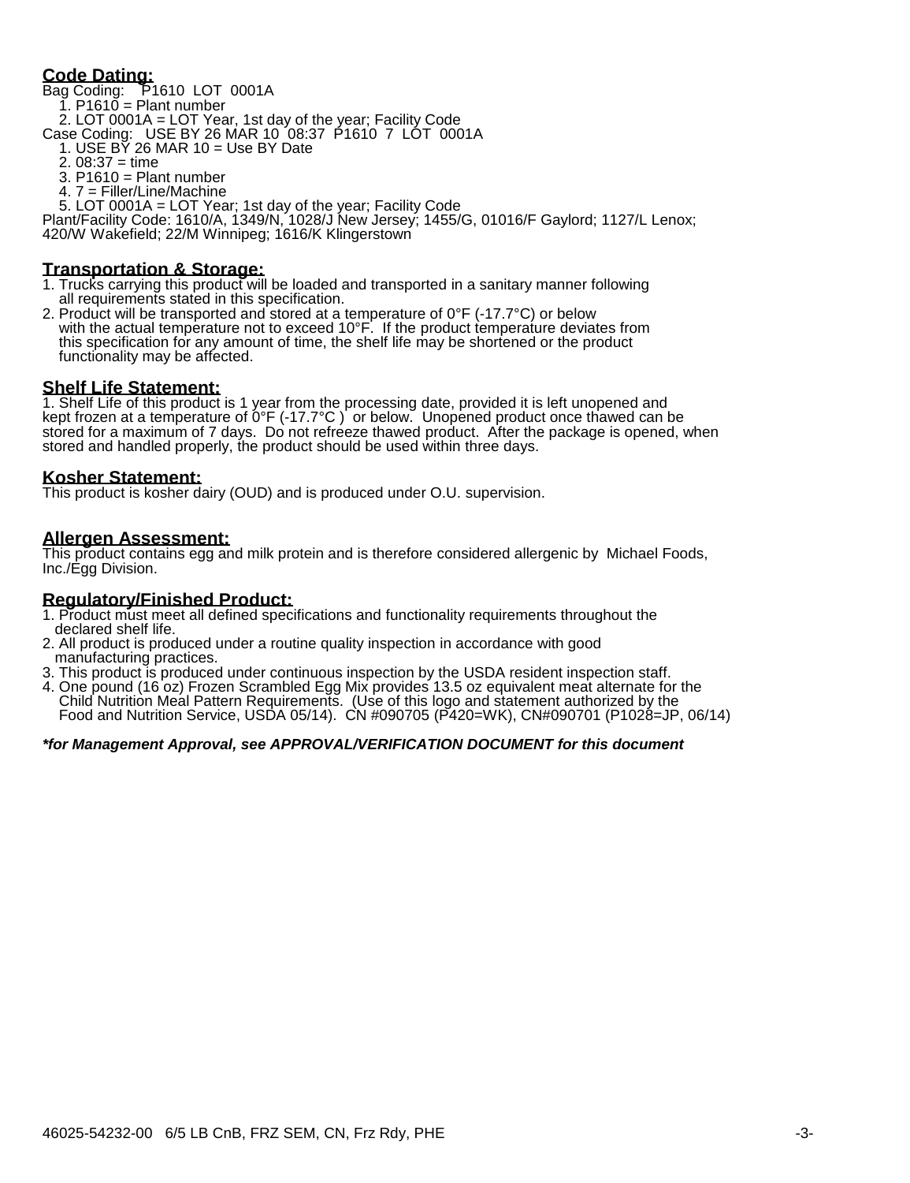**Code Dating:**

Bag Coding: P1610 LOT 0001A

1. P1610 = Plant number
2. LOT 0001A = LOT Year, 1st day of the year; Facility Code

Case Coding: USE BY 26 MAR 10 08:37 P1610 7 LOT 0001A

1. USE BY 26 MAR 10 = Use BY Date
2. 08:37 = time
3. P1610 = Plant number
4. 7 = Filler/Line/Machine
5. LOT 0001A = LOT Year; 1st day of the year; Facility Code

Plant/Facility Code: 1610/A, 1349/N, 1028/J New Jersey; 1455/G, 01016/F Gaylord; 1127/L Lenox; 420/W Wakefield; 22/M Winnipeg; 1616/K Klingerstown

**Transportation & Storage:**

1. Trucks carrying this product will be loaded and transported in a sanitary manner following all requirements stated in this specification.
2. Product will be transported and stored at a temperature of 0°F (-17.7°C) or below with the actual temperature not to exceed 10°F. If the product temperature deviates from this specification for any amount of time, the shelf life may be shortened or the product functionality may be affected.

**Shelf Life Statement:**

1. Shelf Life of this product is 1 year from the processing date, provided it is left unopened and kept frozen at a temperature of 0°F (-17.7°C ) or below. Unopened product once thawed can be stored for a maximum of 7 days. Do not refreeze thawed product. After the package is opened, when stored and handled properly, the product should be used within three days.

**Kosher Statement:**

This product is kosher dairy (OUD) and is produced under O.U. supervision.

**Allergen Assessment:**

This product contains egg and milk protein and is therefore considered allergenic by Michael Foods, Inc./Egg Division.

**Regulatory/Finished Product:**

1. Product must meet all defined specifications and functionality requirements throughout the declared shelf life.
2. All product is produced under a routine quality inspection in accordance with good manufacturing practices.
3. This product is produced under continuous inspection by the USDA resident inspection staff.
4. One pound (16 oz) Frozen Scrambled Egg Mix provides 13.5 oz equivalent meat alternate for the Child Nutrition Meal Pattern Requirements. (Use of this logo and statement authorized by the Food and Nutrition Service, USDA 05/14). CN #090705 (P420=WK), CN#090701 (P1028=JP, 06/14)

***for Management Approval, see APPROVAL/VERIFICATION DOCUMENT for this document**

46025-54232-00 6/5 LB CnB, FRZ SEM, CN, Frz Rdy, PHE